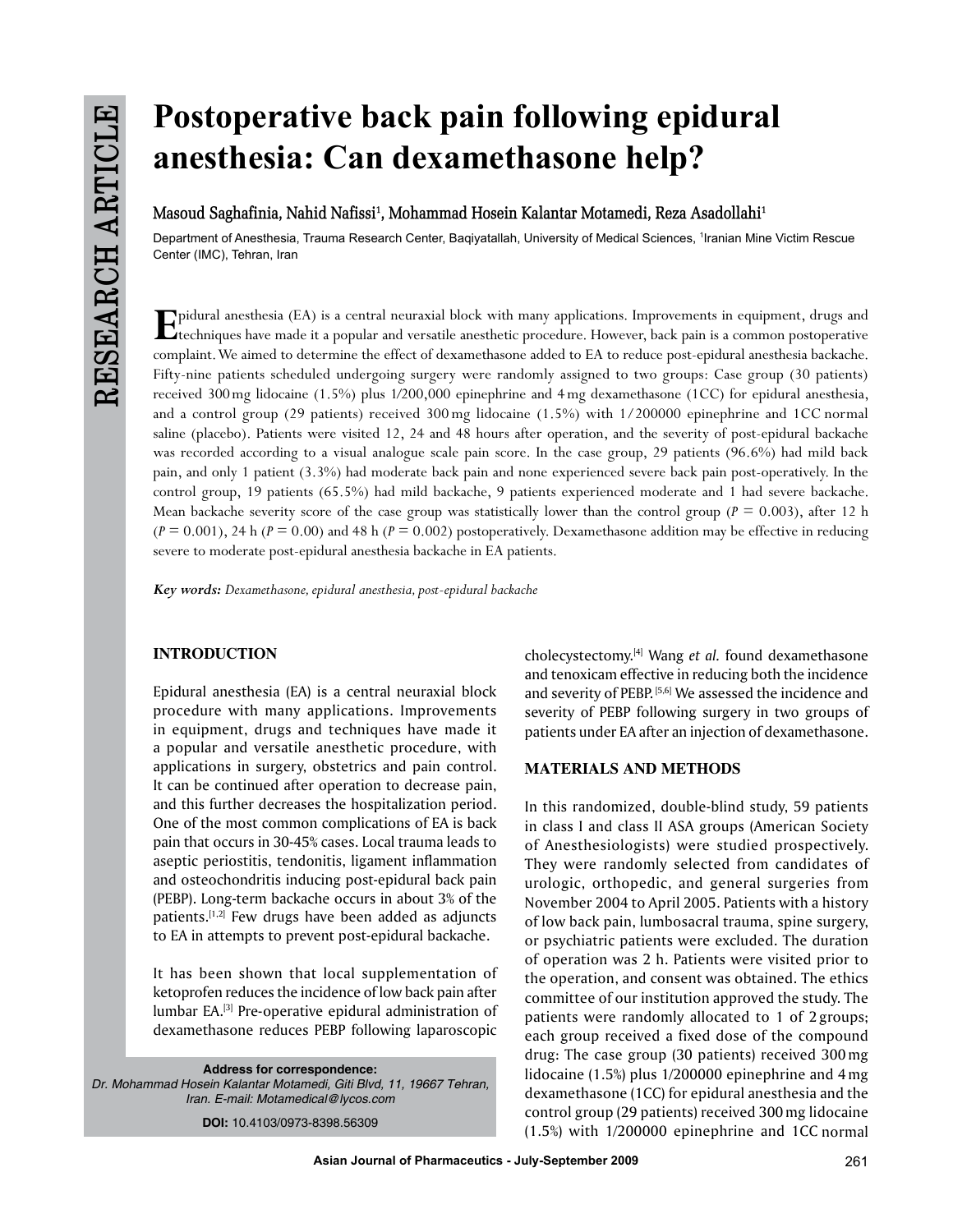RESEARCH ARTICLE

# Postoperative back pain following epidural anesthesia: Can dexamethasone help?

Masoud Saghafinia, Nahid Nafissi[1], Mohammad Hosein Kalantar Motamedi, Reza Asadollahi[1]

Department of Anesthesia, Trauma Research Center, Baqiyatallah, University of Medical Sciences, [1]Iranian Mine Victim Rescue Center (IMC), Tehran, Iran

Epidural anesthesia (EA) is a central neuraxial block with many applications. Improvements in equipment, drugs and techniques have made it a popular and versatile anesthetic procedure. However, back pain is a common postoperative complaint. We aimed to determine the effect of dexamethasone added to EA to reduce post-epidural anesthesia backache. Fifty-nine patients scheduled undergoing surgery were randomly assigned to two groups: Case group (30 patients) received 300 mg lidocaine (1.5%) plus 1/200,000 epinephrine and 4 mg dexamethasone (1CC) for epidural anesthesia, and a control group (29 patients) received 300 mg lidocaine (1.5%) with 1/200000 epinephrine and 1CC normal saline (placebo). Patients were visited 12, 24 and 48 hours after operation, and the severity of post-epidural backache was recorded according to a visual analogue scale pain score. In the case group, 29 patients (96.6%) had mild back pain, and only 1 patient (3.3%) had moderate back pain and none experienced severe back pain post-operatively. In the control group, 19 patients (65.5%) had mild backache, 9 patients experienced moderate and 1 had severe backache. Mean backache severity score of the case group was statistically lower than the control group ($P = 0.003$), after 12 h ($P = 0.001$), 24 h ($P = 0.00$) and 48 h ($P = 0.002$) postoperatively. Dexamethasone addition may be effective in reducing severe to moderate post-epidural anesthesia backache in EA patients.

***Key words:*** *Dexamethasone, epidural anesthesia, post-epidural backache*

## INTRODUCTION

Epidural anesthesia (EA) is a central neuraxial block procedure with many applications. Improvements in equipment, drugs and techniques have made it a popular and versatile anesthetic procedure, with applications in surgery, obstetrics and pain control. It can be continued after operation to decrease pain, and this further decreases the hospitalization period. One of the most common complications of EA is back pain that occurs in 30-45% cases. Local trauma leads to aseptic periostitis, tendonitis, ligament inflammation and osteochondritis inducing post-epidural back pain (PEBP). Long-term backache occurs in about 3% of the patients.[1,2] Few drugs have been added as adjuncts to EA in attempts to prevent post-epidural backache.

It has been shown that local supplementation of ketoprofen reduces the incidence of low back pain after lumbar EA.[3] Pre-operative epidural administration of dexamethasone reduces PEBP following laparoscopic cholecystectomy.[4] Wang *et al.* found dexamethasone and tenoxicam effective in reducing both the incidence and severity of PEBP.[5,6] We assessed the incidence and severity of PEBP following surgery in two groups of patients under EA after an injection of dexamethasone.

## MATERIALS AND METHODS

In this randomized, double-blind study, 59 patients in class I and class II ASA groups (American Society of Anesthesiologists) were studied prospectively. They were randomly selected from candidates of urologic, orthopedic, and general surgeries from November 2004 to April 2005. Patients with a history of low back pain, lumbosacral trauma, spine surgery, or psychiatric patients were excluded. The duration of operation was 2 h. Patients were visited prior to the operation, and consent was obtained. The ethics committee of our institution approved the study. The patients were randomly allocated to 1 of 2 groups; each group received a fixed dose of the compound drug: The case group (30 patients) received 300 mg lidocaine (1.5%) plus 1/200000 epinephrine and 4 mg dexamethasone (1CC) for epidural anesthesia and the control group (29 patients) received 300 mg lidocaine (1.5%) with 1/200000 epinephrine and 1CC normal

**Address for correspondence:**
*Dr. Mohammad Hosein Kalantar Motamedi, Giti Blvd, 11, 19667 Tehran, Iran. E-mail: Motamedical@lycos.com*

**DOI:** 10.4103/0973-8398.56309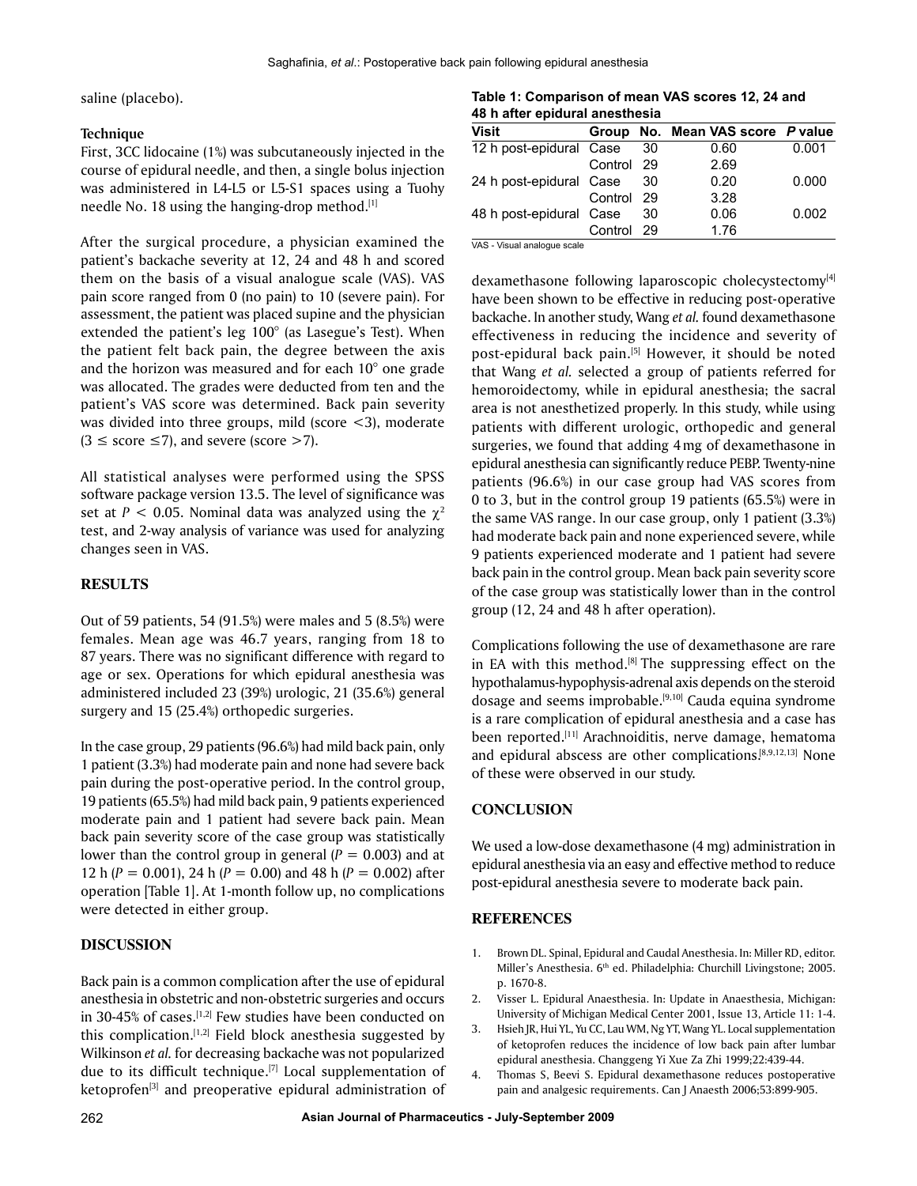saline (placebo).

**Technique**

First, 3CC lidocaine (1%) was subcutaneously injected in the course of epidural needle, and then, a single bolus injection was administered in L4-L5 or L5-S1 spaces using a Tuohy needle No. 18 using the hanging-drop method.[1]

After the surgical procedure, a physician examined the patient's backache severity at 12, 24 and 48 h and scored them on the basis of a visual analogue scale (VAS). VAS pain score ranged from 0 (no pain) to 10 (severe pain). For assessment, the patient was placed supine and the physician extended the patient's leg 100° (as Lasegue's Test). When the patient felt back pain, the degree between the axis and the horizon was measured and for each 10° one grade was allocated. The grades were deducted from ten and the patient's VAS score was determined. Back pain severity was divided into three groups, mild (score <3), moderate ($3 \leq$ score $\leq 7$), and severe (score >7).

All statistical analyses were performed using the SPSS software package version 13.5. The level of significance was set at $P < 0.05$. Nominal data was analyzed using the $\chi^2$ test, and 2-way analysis of variance was used for analyzing changes seen in VAS.

## RESULTS

Out of 59 patients, 54 (91.5%) were males and 5 (8.5%) were females. Mean age was 46.7 years, ranging from 18 to 87 years. There was no significant difference with regard to age or sex. Operations for which epidural anesthesia was administered included 23 (39%) urologic, 21 (35.6%) general surgery and 15 (25.4%) orthopedic surgeries.

In the case group, 29 patients (96.6%) had mild back pain, only 1 patient (3.3%) had moderate pain and none had severe back pain during the post-operative period. In the control group, 19 patients (65.5%) had mild back pain, 9 patients experienced moderate pain and 1 patient had severe back pain. Mean back pain severity score of the case group was statistically lower than the control group in general ($P = 0.003$) and at 12 h ($P = 0.001$), 24 h ($P = 0.00$) and 48 h ($P = 0.002$) after operation [Table 1]. At 1-month follow up, no complications were detected in either group.

**Table 1: Comparison of mean VAS scores 12, 24 and 48 h after epidural anesthesia**

| Visit | Group | No. | Mean VAS score | P value |
|---|---|---|---|---|
| 12 h post-epidural | Case | 30 | 0.60 | 0.001 |
| | Control | 29 | 2.69 | |
| 24 h post-epidural | Case | 30 | 0.20 | 0.000 |
| | Control | 29 | 3.28 | |
| 48 h post-epidural | Case | 30 | 0.06 | 0.002 |
| | Control | 29 | 1.76 | |

VAS - Visual analogue scale

## DISCUSSION

Back pain is a common complication after the use of epidural anesthesia in obstetric and non-obstetric surgeries and occurs in 30-45% of cases.[1,2] Few studies have been conducted on this complication.[1,2] Field block anesthesia suggested by Wilkinson *et al.* for decreasing backache was not popularized due to its difficult technique.[7] Local supplementation of ketoprofen[3] and preoperative epidural administration of dexamethasone following laparoscopic cholecystectomy[4] have been shown to be effective in reducing post-operative backache. In another study, Wang *et al.* found dexamethasone effectiveness in reducing the incidence and severity of post-epidural back pain.[5] However, it should be noted that Wang *et al.* selected a group of patients referred for hemoroidectomy, while in epidural anesthesia; the sacral area is not anesthetized properly. In this study, while using patients with different urologic, orthopedic and general surgeries, we found that adding 4 mg of dexamethasone in epidural anesthesia can significantly reduce PEBP. Twenty-nine patients (96.6%) in our case group had VAS scores from 0 to 3, but in the control group 19 patients (65.5%) were in the same VAS range. In our case group, only 1 patient (3.3%) had moderate back pain and none experienced severe, while 9 patients experienced moderate and 1 patient had severe back pain in the control group. Mean back pain severity score of the case group was statistically lower than in the control group (12, 24 and 48 h after operation).

Complications following the use of dexamethasone are rare in EA with this method.[8] The suppressing effect on the hypothalamus-hypophysis-adrenal axis depends on the steroid dosage and seems improbable.[9,10] Cauda equina syndrome is a rare complication of epidural anesthesia and a case has been reported.[11] Arachnoiditis, nerve damage, hematoma and epidural abscess are other complications.[8,9,12,13] None of these were observed in our study.

## CONCLUSION

We used a low-dose dexamethasone (4 mg) administration in epidural anesthesia via an easy and effective method to reduce post-epidural anesthesia severe to moderate back pain.

## REFERENCES

1. Brown DL. Spinal, Epidural and Caudal Anesthesia. In: Miller RD, editor. Miller's Anesthesia. 6th ed. Philadelphia: Churchill Livingstone; 2005. p. 1670-8.
2. Visser L. Epidural Anaesthesia. In: Update in Anaesthesia, Michigan: University of Michigan Medical Center 2001, Issue 13, Article 11: 1-4.
3. Hsieh JR, Hui YL, Yu CC, Lau WM, Ng YT, Wang YL. Local supplementation of ketoprofen reduces the incidence of low back pain after lumbar epidural anesthesia. Changgeng Yi Xue Za Zhi 1999;22:439-44.
4. Thomas S, Beevi S. Epidural dexamethasone reduces postoperative pain and analgesic requirements. Can J Anaesth 2006;53:899-905.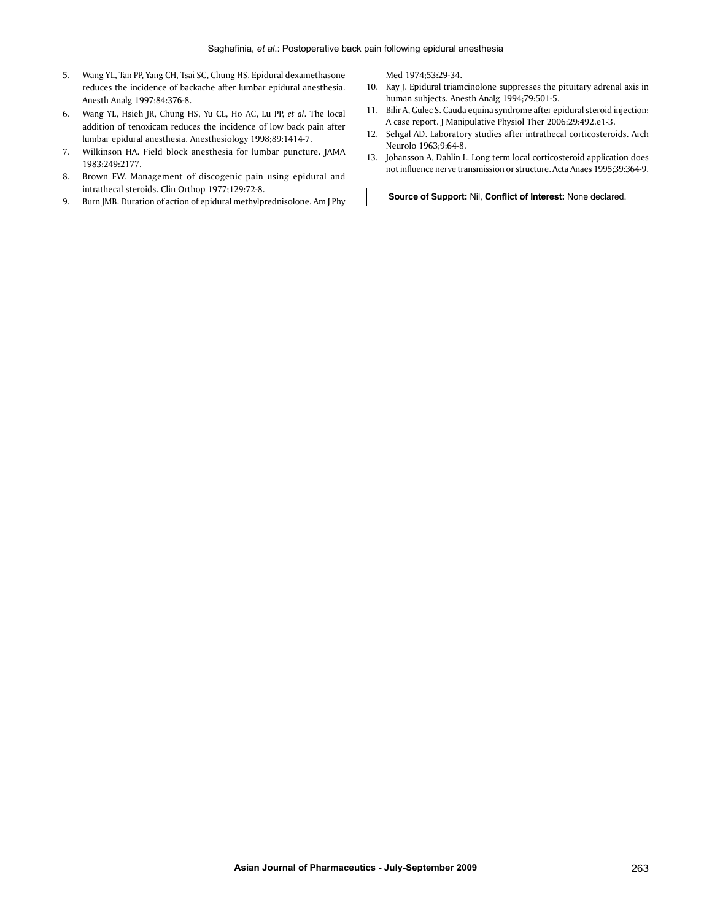5. Wang YL, Tan PP, Yang CH, Tsai SC, Chung HS. Epidural dexamethasone reduces the incidence of backache after lumbar epidural anesthesia. Anesth Analg 1997;84:376-8.
6. Wang YL, Hsieh JR, Chung HS, Yu CL, Ho AC, Lu PP, *et al*. The local addition of tenoxicam reduces the incidence of low back pain after lumbar epidural anesthesia. Anesthesiology 1998;89:1414-7.
7. Wilkinson HA. Field block anesthesia for lumbar puncture. JAMA 1983;249:2177.
8. Brown FW. Management of discogenic pain using epidural and intrathecal steroids. Clin Orthop 1977;129:72-8.
9. Burn JMB. Duration of action of epidural methylprednisolone. Am J Phy Med 1974;53:29-34.
10. Kay J. Epidural triamcinolone suppresses the pituitary adrenal axis in human subjects. Anesth Analg 1994;79:501-5.
11. Bilir A, Gulec S. Cauda equina syndrome after epidural steroid injection: A case report. J Manipulative Physiol Ther 2006;29:492.e1-3.
12. Sehgal AD. Laboratory studies after intrathecal corticosteroids. Arch Neurolo 1963;9:64-8.
13. Johansson A, Dahlin L. Long term local corticosteroid application does not influence nerve transmission or structure. Acta Anaes 1995;39:364-9.

**Source of Support:** Nil, **Conflict of Interest:** None declared.